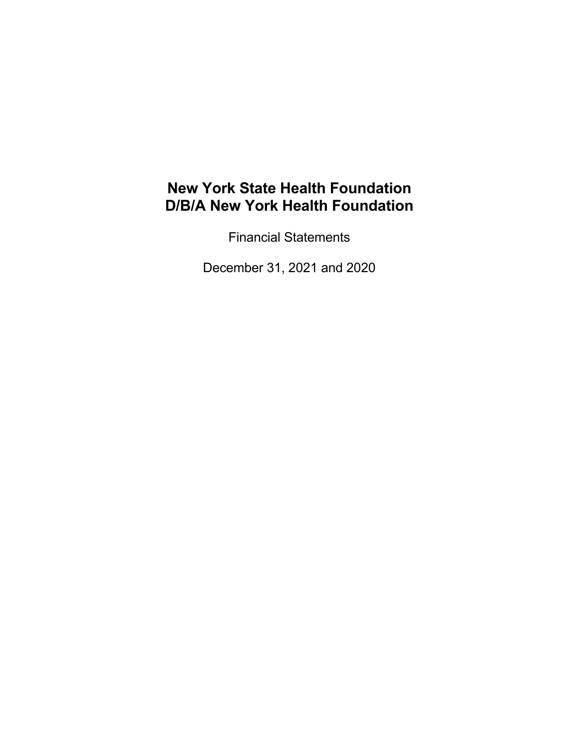# New York State Health Foundation
# D/B/A New York Health Foundation

Financial Statements

December 31, 2021 and 2020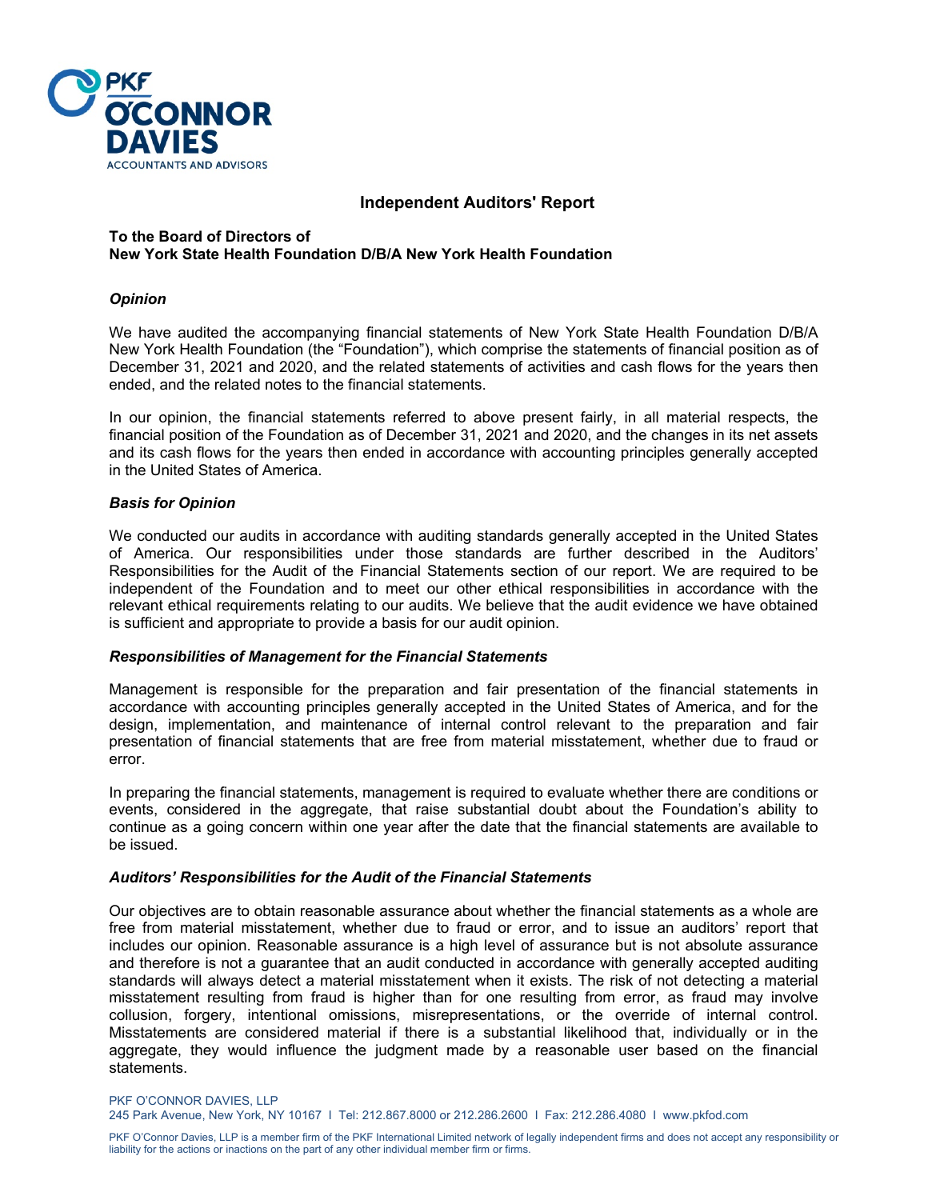# Independent Auditors' Report

**To the Board of Directors of**
**New York State Health Foundation D/B/A New York Health Foundation**

### *Opinion*

We have audited the accompanying financial statements of New York State Health Foundation D/B/A New York Health Foundation (the "Foundation"), which comprise the statements of financial position as of December 31, 2021 and 2020, and the related statements of activities and cash flows for the years then ended, and the related notes to the financial statements.

In our opinion, the financial statements referred to above present fairly, in all material respects, the financial position of the Foundation as of December 31, 2021 and 2020, and the changes in its net assets and its cash flows for the years then ended in accordance with accounting principles generally accepted in the United States of America.

### *Basis for Opinion*

We conducted our audits in accordance with auditing standards generally accepted in the United States of America. Our responsibilities under those standards are further described in the Auditors' Responsibilities for the Audit of the Financial Statements section of our report. We are required to be independent of the Foundation and to meet our other ethical responsibilities in accordance with the relevant ethical requirements relating to our audits. We believe that the audit evidence we have obtained is sufficient and appropriate to provide a basis for our audit opinion.

### *Responsibilities of Management for the Financial Statements*

Management is responsible for the preparation and fair presentation of the financial statements in accordance with accounting principles generally accepted in the United States of America, and for the design, implementation, and maintenance of internal control relevant to the preparation and fair presentation of financial statements that are free from material misstatement, whether due to fraud or error.

In preparing the financial statements, management is required to evaluate whether there are conditions or events, considered in the aggregate, that raise substantial doubt about the Foundation's ability to continue as a going concern within one year after the date that the financial statements are available to be issued.

### *Auditors' Responsibilities for the Audit of the Financial Statements*

Our objectives are to obtain reasonable assurance about whether the financial statements as a whole are free from material misstatement, whether due to fraud or error, and to issue an auditors' report that includes our opinion. Reasonable assurance is a high level of assurance but is not absolute assurance and therefore is not a guarantee that an audit conducted in accordance with generally accepted auditing standards will always detect a material misstatement when it exists. The risk of not detecting a material misstatement resulting from fraud is higher than for one resulting from error, as fraud may involve collusion, forgery, intentional omissions, misrepresentations, or the override of internal control. Misstatements are considered material if there is a substantial likelihood that, individually or in the aggregate, they would influence the judgment made by a reasonable user based on the financial statements.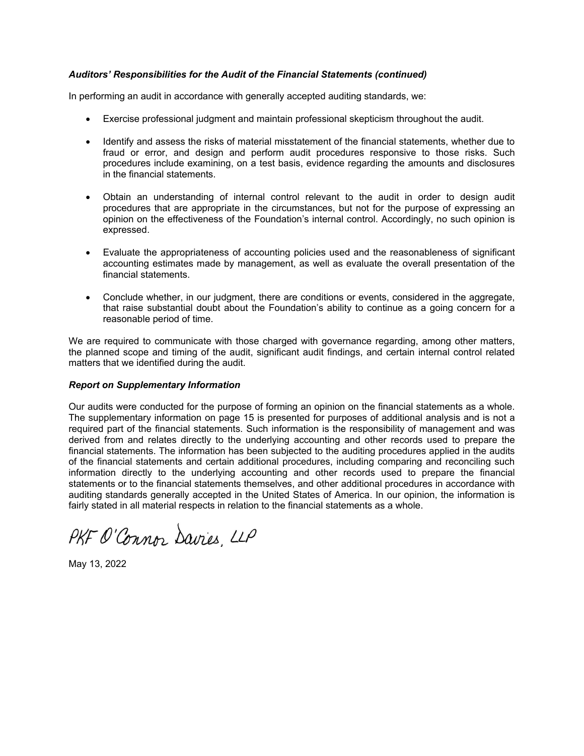### *Auditors' Responsibilities for the Audit of the Financial Statements (continued)*

In performing an audit in accordance with generally accepted auditing standards, we:

- Exercise professional judgment and maintain professional skepticism throughout the audit.
- Identify and assess the risks of material misstatement of the financial statements, whether due to fraud or error, and design and perform audit procedures responsive to those risks. Such procedures include examining, on a test basis, evidence regarding the amounts and disclosures in the financial statements.
- Obtain an understanding of internal control relevant to the audit in order to design audit procedures that are appropriate in the circumstances, but not for the purpose of expressing an opinion on the effectiveness of the Foundation's internal control. Accordingly, no such opinion is expressed.
- Evaluate the appropriateness of accounting policies used and the reasonableness of significant accounting estimates made by management, as well as evaluate the overall presentation of the financial statements.
- Conclude whether, in our judgment, there are conditions or events, considered in the aggregate, that raise substantial doubt about the Foundation's ability to continue as a going concern for a reasonable period of time.

We are required to communicate with those charged with governance regarding, among other matters, the planned scope and timing of the audit, significant audit findings, and certain internal control related matters that we identified during the audit.

### *Report on Supplementary Information*

Our audits were conducted for the purpose of forming an opinion on the financial statements as a whole. The supplementary information on page 15 is presented for purposes of additional analysis and is not a required part of the financial statements. Such information is the responsibility of management and was derived from and relates directly to the underlying accounting and other records used to prepare the financial statements. The information has been subjected to the auditing procedures applied in the audits of the financial statements and certain additional procedures, including comparing and reconciling such information directly to the underlying accounting and other records used to prepare the financial statements or to the financial statements themselves, and other additional procedures in accordance with auditing standards generally accepted in the United States of America. In our opinion, the information is fairly stated in all material respects in relation to the financial statements as a whole.

PKF O'Connor Davies, LLP

May 13, 2022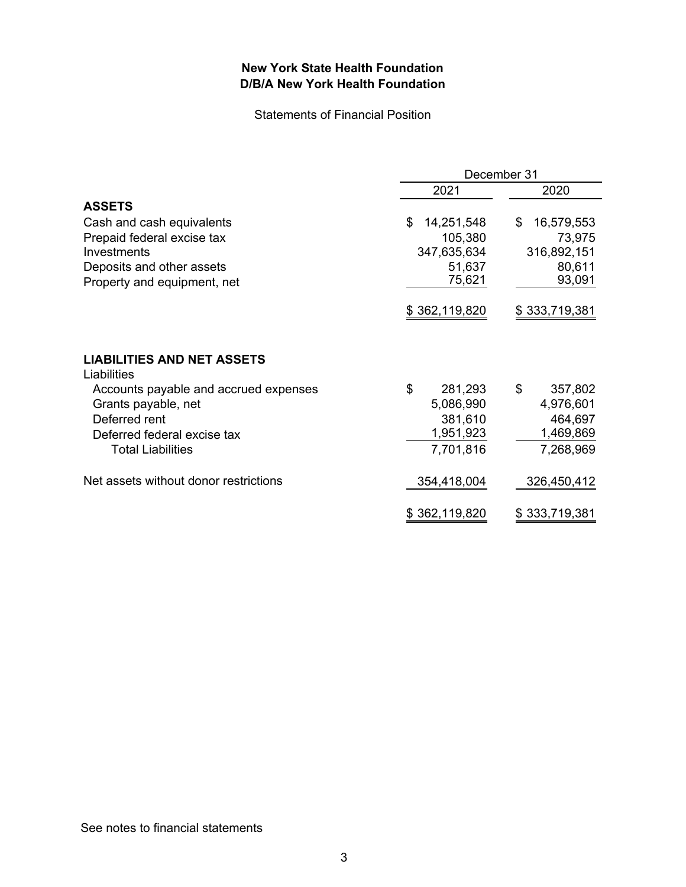# New York State Health Foundation
# D/B/A New York Health Foundation

Statements of Financial Position

| | December 31 | |
|---|---|---|
| | 2021 | 2020 |
| **ASSETS** | | |
| Cash and cash equivalents | $ 14,251,548 | $ 16,579,553 |
| Prepaid federal excise tax | 105,380 | 73,975 |
| Investments | 347,635,634 | 316,892,151 |
| Deposits and other assets | 51,637 | 80,611 |
| Property and equipment, net | 75,621 | 93,091 |
| | $ 362,119,820 | $ 333,719,381 |
| | | |
| **LIABILITIES AND NET ASSETS** | | |
| Liabilities | | |
| Accounts payable and accrued expenses | $ 281,293 | $ 357,802 |
| Grants payable, net | 5,086,990 | 4,976,601 |
| Deferred rent | 381,610 | 464,697 |
| Deferred federal excise tax | 1,951,923 | 1,469,869 |
| Total Liabilities | 7,701,816 | 7,268,969 |
| | | |
| Net assets without donor restrictions | 354,418,004 | 326,450,412 |
| | $ 362,119,820 | $ 333,719,381 |

See notes to financial statements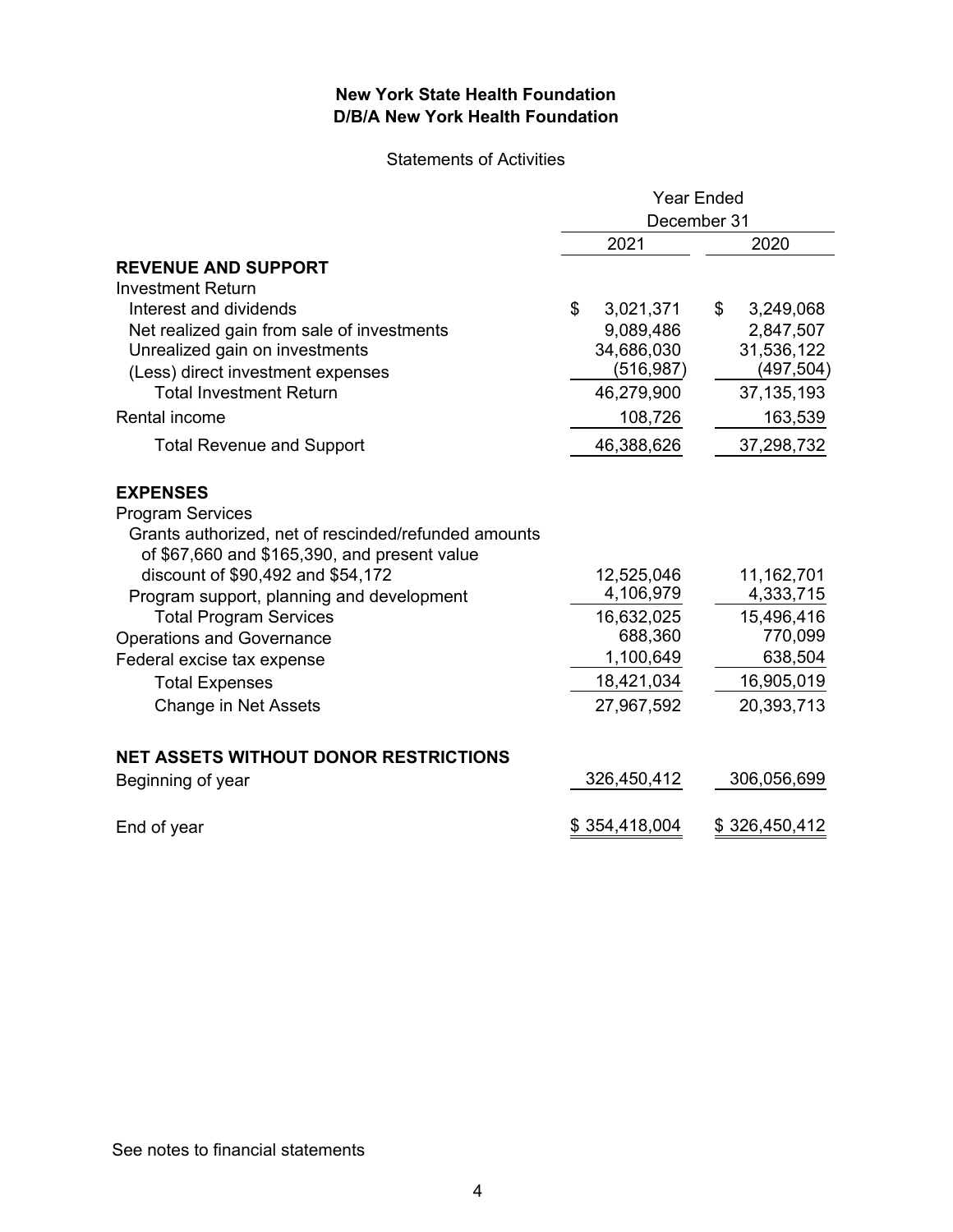**New York State Health Foundation**
**D/B/A New York Health Foundation**

Statements of Activities

| | Year Ended December 31 | |
|---|---|---|
| | 2021 | 2020 |
| **REVENUE AND SUPPORT** | | |
| Investment Return | | |
| Interest and dividends | $ 3,021,371 | $ 3,249,068 |
| Net realized gain from sale of investments | 9,089,486 | 2,847,507 |
| Unrealized gain on investments | 34,686,030 | 31,536,122 |
| (Less) direct investment expenses | (516,987) | (497,504) |
| Total Investment Return | 46,279,900 | 37,135,193 |
| Rental income | 108,726 | 163,539 |
| Total Revenue and Support | 46,388,626 | 37,298,732 |
| **EXPENSES** | | |
| Program Services | | |
| Grants authorized, net of rescinded/refunded amounts of $67,660 and $165,390, and present value discount of $90,492 and $54,172 | 12,525,046 | 11,162,701 |
| Program support, planning and development | 4,106,979 | 4,333,715 |
| Total Program Services | 16,632,025 | 15,496,416 |
| Operations and Governance | 688,360 | 770,099 |
| Federal excise tax expense | 1,100,649 | 638,504 |
| Total Expenses | 18,421,034 | 16,905,019 |
| Change in Net Assets | 27,967,592 | 20,393,713 |
| **NET ASSETS WITHOUT DONOR RESTRICTIONS** | | |
| Beginning of year | 326,450,412 | 306,056,699 |
| End of year | $ 354,418,004 | $ 326,450,412 |

See notes to financial statements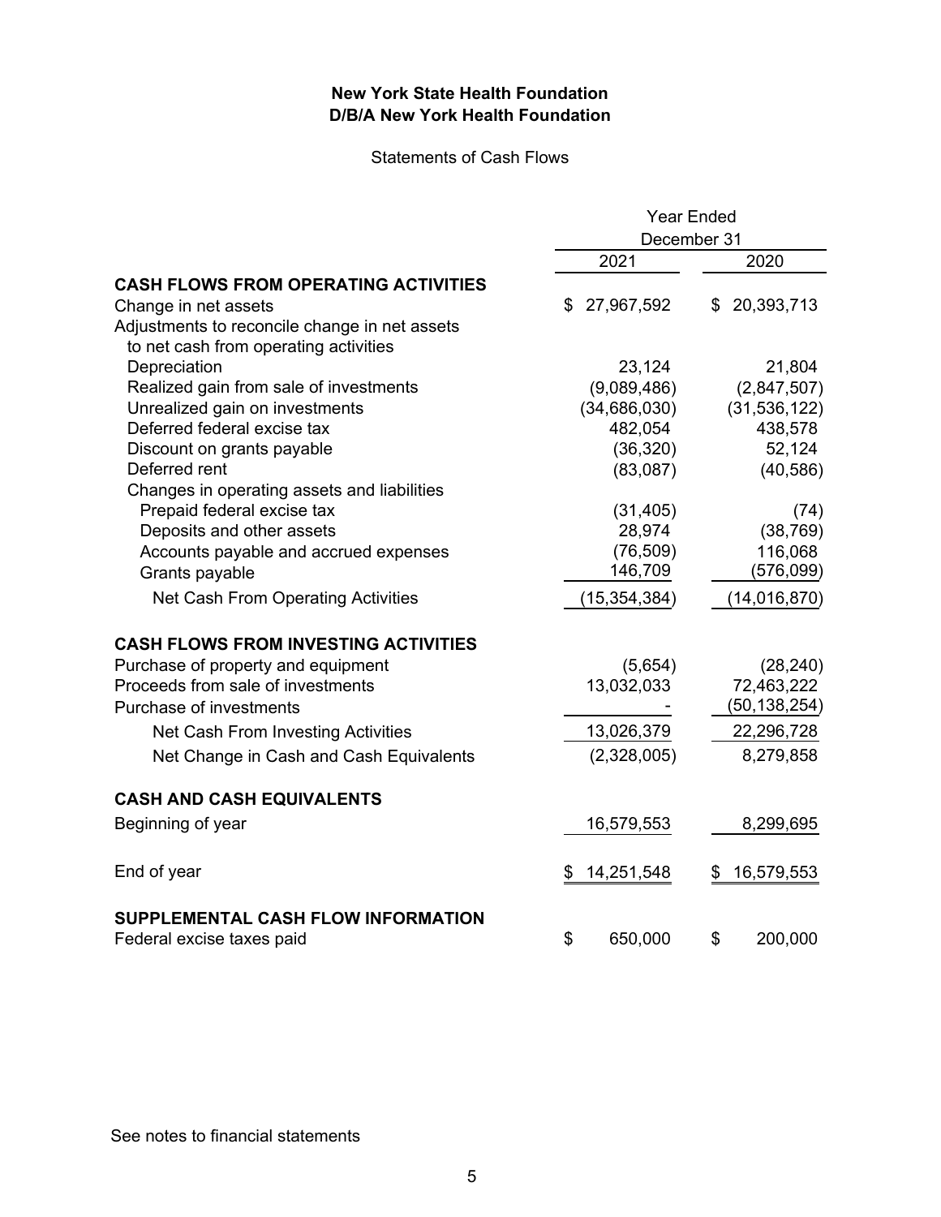# New York State Health Foundation
# D/B/A New York Health Foundation

## Statements of Cash Flows

| | Year Ended December 31 | |
|---|---|---|
| | 2021 | 2020 |
| **CASH FLOWS FROM OPERATING ACTIVITIES** | | |
| Change in net assets | $ 27,967,592 | $ 20,393,713 |
| Adjustments to reconcile change in net assets to net cash from operating activities | | |
| Depreciation | 23,124 | 21,804 |
| Realized gain from sale of investments | (9,089,486) | (2,847,507) |
| Unrealized gain on investments | (34,686,030) | (31,536,122) |
| Deferred federal excise tax | 482,054 | 438,578 |
| Discount on grants payable | (36,320) | 52,124 |
| Deferred rent | (83,087) | (40,586) |
| Changes in operating assets and liabilities | | |
| Prepaid federal excise tax | (31,405) | (74) |
| Deposits and other assets | 28,974 | (38,769) |
| Accounts payable and accrued expenses | (76,509) | 116,068 |
| Grants payable | 146,709 | (576,099) |
| Net Cash From Operating Activities | (15,354,384) | (14,016,870) |
| **CASH FLOWS FROM INVESTING ACTIVITIES** | | |
| Purchase of property and equipment | (5,654) | (28,240) |
| Proceeds from sale of investments | 13,032,033 | 72,463,222 |
| Purchase of investments | - | (50,138,254) |
| Net Cash From Investing Activities | 13,026,379 | 22,296,728 |
| Net Change in Cash and Cash Equivalents | (2,328,005) | 8,279,858 |
| **CASH AND CASH EQUIVALENTS** | | |
| Beginning of year | 16,579,553 | 8,299,695 |
| End of year | $ 14,251,548 | $ 16,579,553 |
| **SUPPLEMENTAL CASH FLOW INFORMATION** | | |
| Federal excise taxes paid | $ 650,000 | $ 200,000 |

See notes to financial statements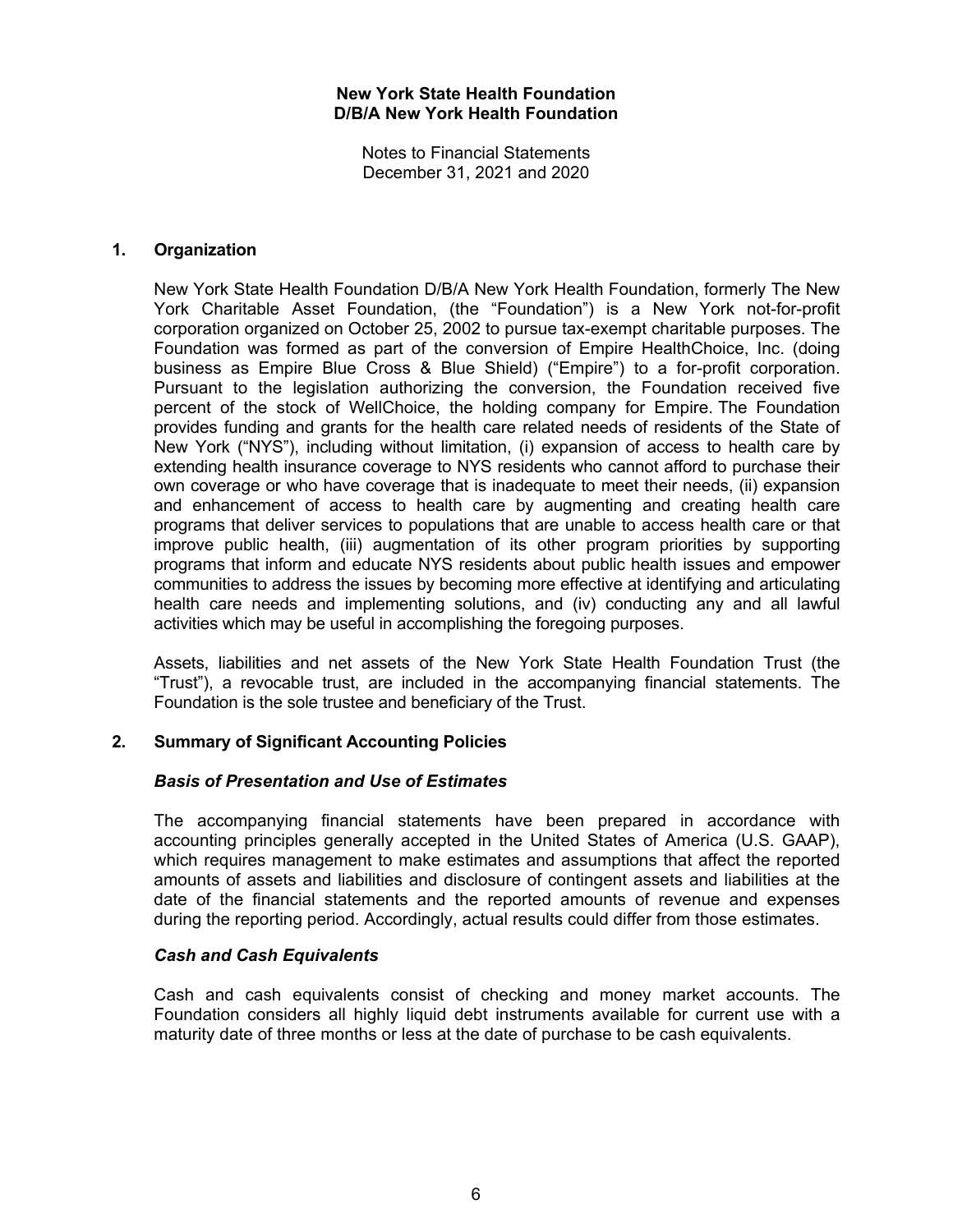## 1. Organization

New York State Health Foundation D/B/A New York Health Foundation, formerly The New York Charitable Asset Foundation, (the "Foundation") is a New York not-for-profit corporation organized on October 25, 2002 to pursue tax-exempt charitable purposes. The Foundation was formed as part of the conversion of Empire HealthChoice, Inc. (doing business as Empire Blue Cross & Blue Shield) ("Empire") to a for-profit corporation. Pursuant to the legislation authorizing the conversion, the Foundation received five percent of the stock of WellChoice, the holding company for Empire. The Foundation provides funding and grants for the health care related needs of residents of the State of New York ("NYS"), including without limitation, (i) expansion of access to health care by extending health insurance coverage to NYS residents who cannot afford to purchase their own coverage or who have coverage that is inadequate to meet their needs, (ii) expansion and enhancement of access to health care by augmenting and creating health care programs that deliver services to populations that are unable to access health care or that improve public health, (iii) augmentation of its other program priorities by supporting programs that inform and educate NYS residents about public health issues and empower communities to address the issues by becoming more effective at identifying and articulating health care needs and implementing solutions, and (iv) conducting any and all lawful activities which may be useful in accomplishing the foregoing purposes.

Assets, liabilities and net assets of the New York State Health Foundation Trust (the "Trust"), a revocable trust, are included in the accompanying financial statements. The Foundation is the sole trustee and beneficiary of the Trust.

## 2. Summary of Significant Accounting Policies

### *Basis of Presentation and Use of Estimates*

The accompanying financial statements have been prepared in accordance with accounting principles generally accepted in the United States of America (U.S. GAAP), which requires management to make estimates and assumptions that affect the reported amounts of assets and liabilities and disclosure of contingent assets and liabilities at the date of the financial statements and the reported amounts of revenue and expenses during the reporting period. Accordingly, actual results could differ from those estimates.

### *Cash and Cash Equivalents*

Cash and cash equivalents consist of checking and money market accounts. The Foundation considers all highly liquid debt instruments available for current use with a maturity date of three months or less at the date of purchase to be cash equivalents.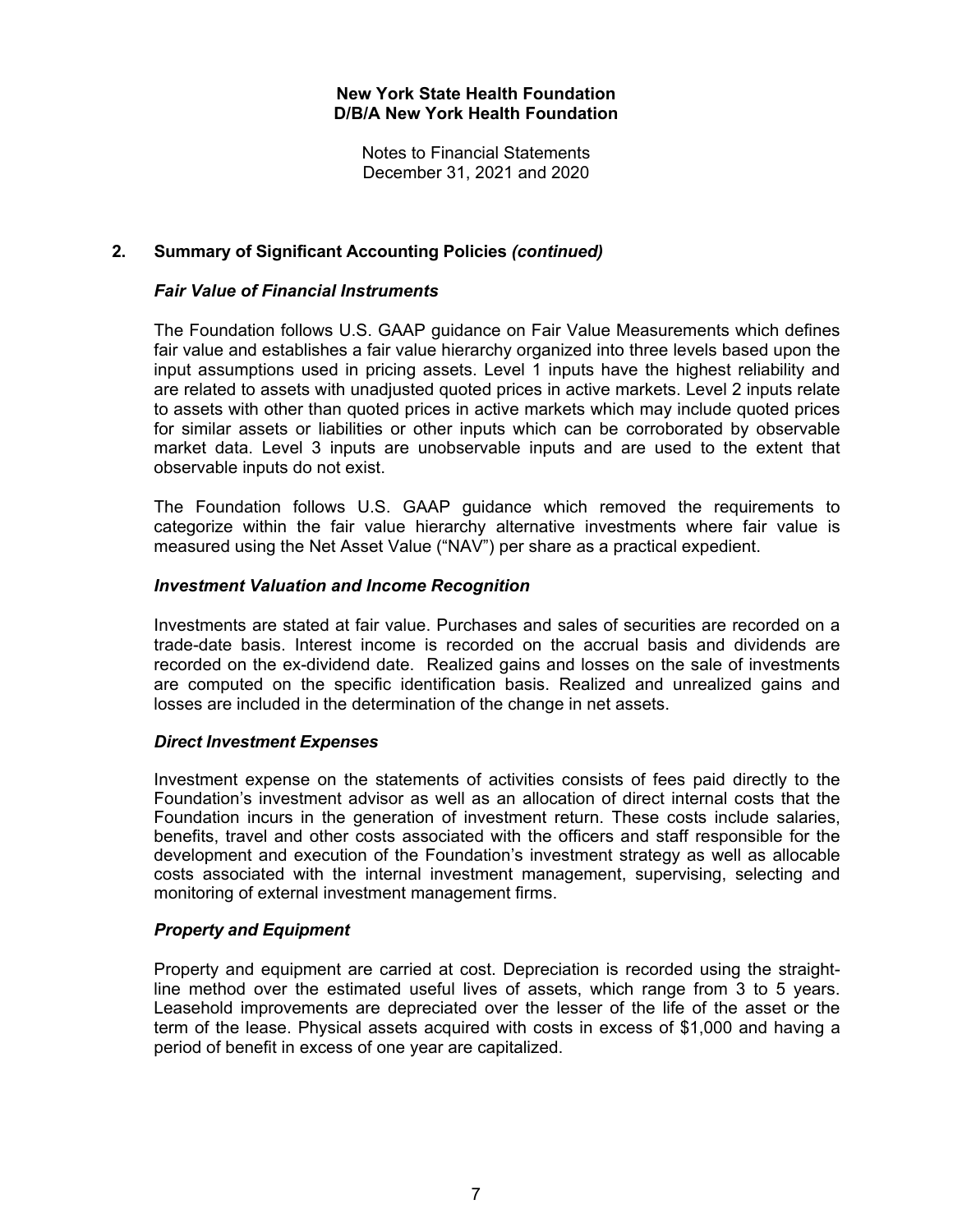## 2. Summary of Significant Accounting Policies *(continued)*

### *Fair Value of Financial Instruments*

The Foundation follows U.S. GAAP guidance on Fair Value Measurements which defines fair value and establishes a fair value hierarchy organized into three levels based upon the input assumptions used in pricing assets. Level 1 inputs have the highest reliability and are related to assets with unadjusted quoted prices in active markets. Level 2 inputs relate to assets with other than quoted prices in active markets which may include quoted prices for similar assets or liabilities or other inputs which can be corroborated by observable market data. Level 3 inputs are unobservable inputs and are used to the extent that observable inputs do not exist.

The Foundation follows U.S. GAAP guidance which removed the requirements to categorize within the fair value hierarchy alternative investments where fair value is measured using the Net Asset Value ("NAV") per share as a practical expedient.

### *Investment Valuation and Income Recognition*

Investments are stated at fair value. Purchases and sales of securities are recorded on a trade-date basis. Interest income is recorded on the accrual basis and dividends are recorded on the ex-dividend date. Realized gains and losses on the sale of investments are computed on the specific identification basis. Realized and unrealized gains and losses are included in the determination of the change in net assets.

### *Direct Investment Expenses*

Investment expense on the statements of activities consists of fees paid directly to the Foundation's investment advisor as well as an allocation of direct internal costs that the Foundation incurs in the generation of investment return. These costs include salaries, benefits, travel and other costs associated with the officers and staff responsible for the development and execution of the Foundation's investment strategy as well as allocable costs associated with the internal investment management, supervising, selecting and monitoring of external investment management firms.

### *Property and Equipment*

Property and equipment are carried at cost. Depreciation is recorded using the straight-line method over the estimated useful lives of assets, which range from 3 to 5 years. Leasehold improvements are depreciated over the lesser of the life of the asset or the term of the lease. Physical assets acquired with costs in excess of $1,000 and having a period of benefit in excess of one year are capitalized.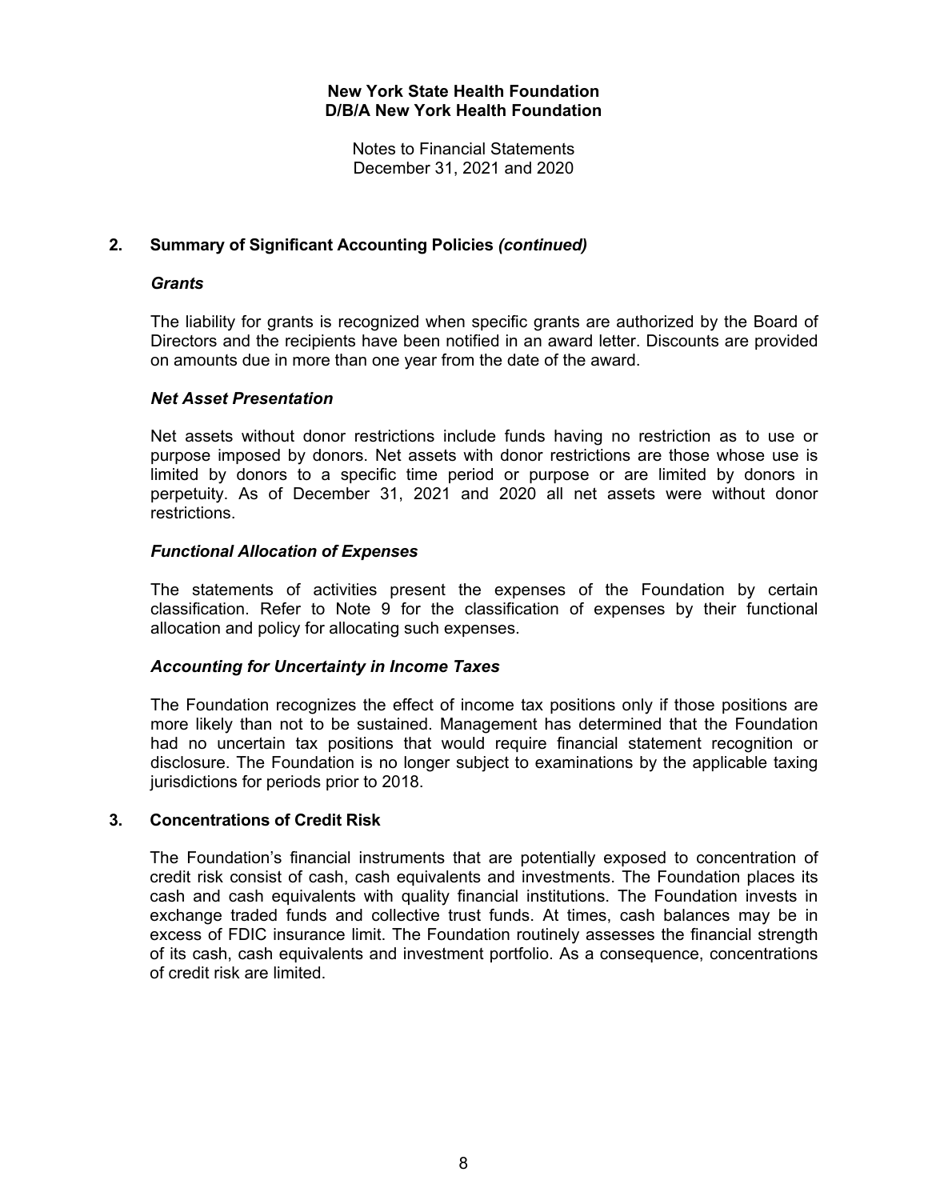## 2. Summary of Significant Accounting Policies *(continued)*

### *Grants*

The liability for grants is recognized when specific grants are authorized by the Board of Directors and the recipients have been notified in an award letter. Discounts are provided on amounts due in more than one year from the date of the award.

### *Net Asset Presentation*

Net assets without donor restrictions include funds having no restriction as to use or purpose imposed by donors. Net assets with donor restrictions are those whose use is limited by donors to a specific time period or purpose or are limited by donors in perpetuity. As of December 31, 2021 and 2020 all net assets were without donor restrictions.

### *Functional Allocation of Expenses*

The statements of activities present the expenses of the Foundation by certain classification. Refer to Note 9 for the classification of expenses by their functional allocation and policy for allocating such expenses.

### *Accounting for Uncertainty in Income Taxes*

The Foundation recognizes the effect of income tax positions only if those positions are more likely than not to be sustained. Management has determined that the Foundation had no uncertain tax positions that would require financial statement recognition or disclosure. The Foundation is no longer subject to examinations by the applicable taxing jurisdictions for periods prior to 2018.

## 3. Concentrations of Credit Risk

The Foundation's financial instruments that are potentially exposed to concentration of credit risk consist of cash, cash equivalents and investments. The Foundation places its cash and cash equivalents with quality financial institutions. The Foundation invests in exchange traded funds and collective trust funds. At times, cash balances may be in excess of FDIC insurance limit. The Foundation routinely assesses the financial strength of its cash, cash equivalents and investment portfolio. As a consequence, concentrations of credit risk are limited.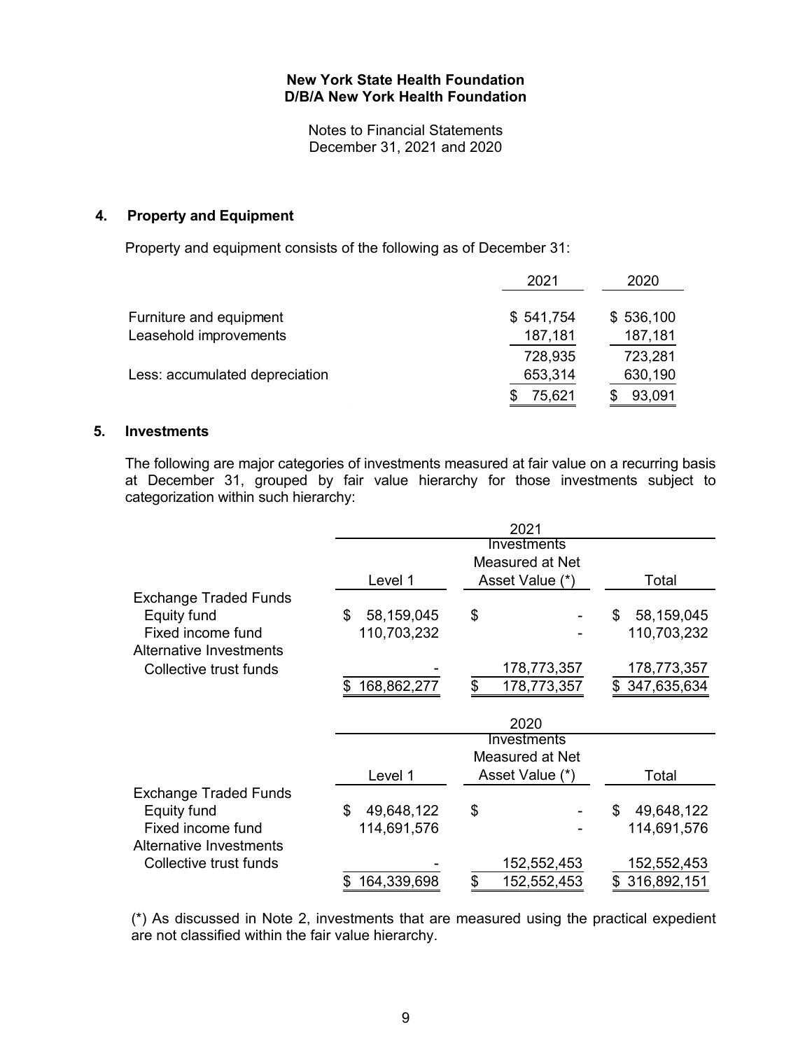**New York State Health Foundation**
**D/B/A New York Health Foundation**

Notes to Financial Statements
December 31, 2021 and 2020

## 4. Property and Equipment

Property and equipment consists of the following as of December 31:

| | 2021 | 2020 |
|---|---|---|
| Furniture and equipment | $ 541,754 | $ 536,100 |
| Leasehold improvements | 187,181 | 187,181 |
| | 728,935 | 723,281 |
| Less: accumulated depreciation | 653,314 | 630,190 |
| | $ 75,621 | $ 93,091 |

## 5. Investments

The following are major categories of investments measured at fair value on a recurring basis at December 31, grouped by fair value hierarchy for those investments subject to categorization within such hierarchy:

| 2021 | Level 1 | Investments Measured at Net Asset Value (*) | Total |
|---|---|---|---|
| Exchange Traded Funds | | | |
| Equity fund | $ 58,159,045 | $ - | $ 58,159,045 |
| Fixed income fund | 110,703,232 | - | 110,703,232 |
| Alternative Investments | | | |
| Collective trust funds | - | 178,773,357 | 178,773,357 |
| | $ 168,862,277 | $ 178,773,357 | $ 347,635,634 |

| 2020 | Level 1 | Investments Measured at Net Asset Value (*) | Total |
|---|---|---|---|
| Exchange Traded Funds | | | |
| Equity fund | $ 49,648,122 | $ - | $ 49,648,122 |
| Fixed income fund | 114,691,576 | - | 114,691,576 |
| Alternative Investments | | | |
| Collective trust funds | - | 152,552,453 | 152,552,453 |
| | $ 164,339,698 | $ 152,552,453 | $ 316,892,151 |

(*) As discussed in Note 2, investments that are measured using the practical expedient are not classified within the fair value hierarchy.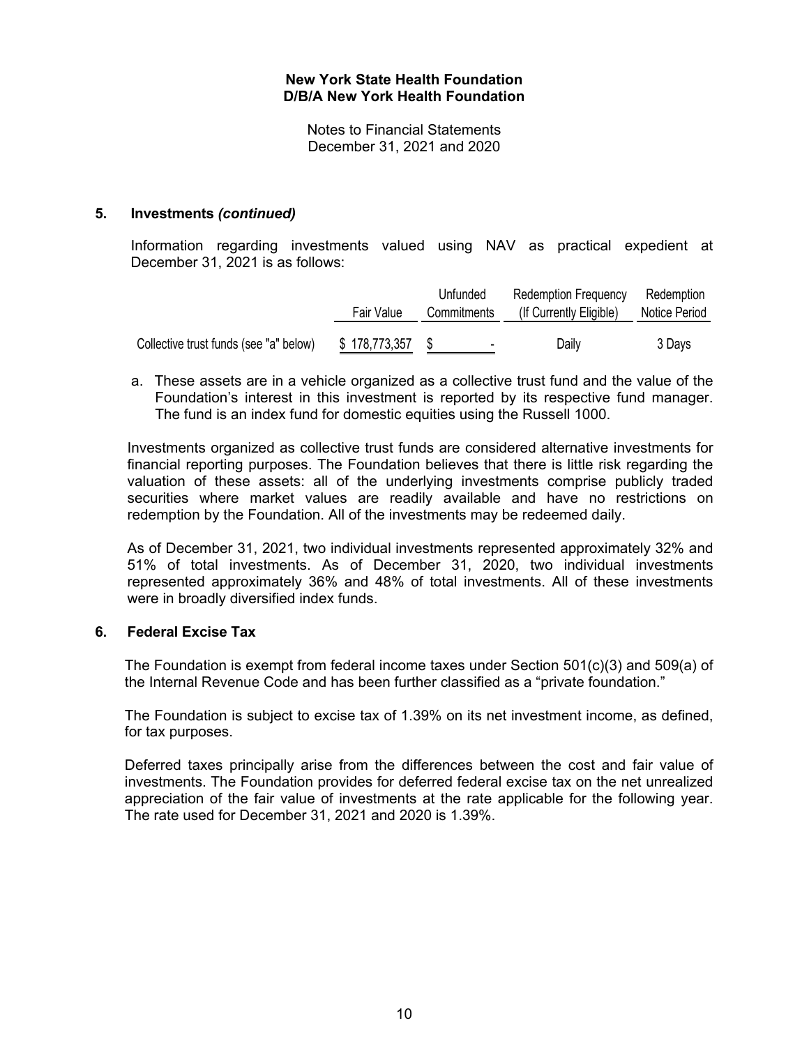## 5. Investments *(continued)*

Information regarding investments valued using NAV as practical expedient at December 31, 2021 is as follows:

| | Fair Value | Unfunded Commitments | Redemption Frequency (If Currently Eligible) | Redemption Notice Period |
|---|---|---|---|---|
| Collective trust funds (see "a" below) | $ 178,773,357 | $ - | Daily | 3 Days |

a. These assets are in a vehicle organized as a collective trust fund and the value of the Foundation's interest in this investment is reported by its respective fund manager. The fund is an index fund for domestic equities using the Russell 1000.

Investments organized as collective trust funds are considered alternative investments for financial reporting purposes. The Foundation believes that there is little risk regarding the valuation of these assets: all of the underlying investments comprise publicly traded securities where market values are readily available and have no restrictions on redemption by the Foundation. All of the investments may be redeemed daily.

As of December 31, 2021, two individual investments represented approximately 32% and 51% of total investments. As of December 31, 2020, two individual investments represented approximately 36% and 48% of total investments. All of these investments were in broadly diversified index funds.

## 6. Federal Excise Tax

The Foundation is exempt from federal income taxes under Section 501(c)(3) and 509(a) of the Internal Revenue Code and has been further classified as a "private foundation."

The Foundation is subject to excise tax of 1.39% on its net investment income, as defined, for tax purposes.

Deferred taxes principally arise from the differences between the cost and fair value of investments. The Foundation provides for deferred federal excise tax on the net unrealized appreciation of the fair value of investments at the rate applicable for the following year. The rate used for December 31, 2021 and 2020 is 1.39%.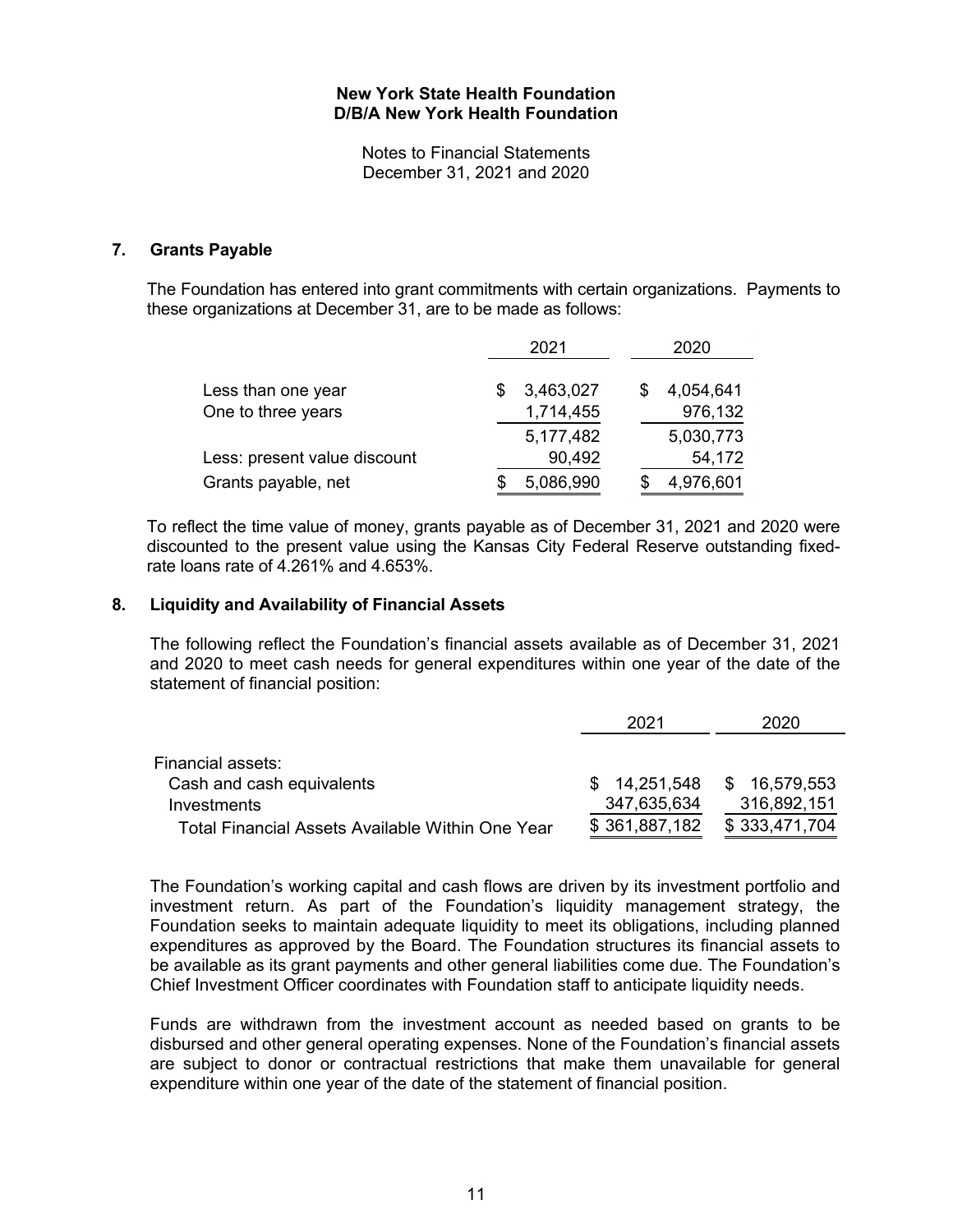New York State Health Foundation
D/B/A New York Health Foundation

Notes to Financial Statements
December 31, 2021 and 2020

## 7. Grants Payable

The Foundation has entered into grant commitments with certain organizations. Payments to these organizations at December 31, are to be made as follows:

| | 2021 | 2020 |
|---|---|---|
| Less than one year | $ 3,463,027 | $ 4,054,641 |
| One to three years | 1,714,455 | 976,132 |
| | 5,177,482 | 5,030,773 |
| Less: present value discount | 90,492 | 54,172 |
| Grants payable, net | $ 5,086,990 | $ 4,976,601 |

To reflect the time value of money, grants payable as of December 31, 2021 and 2020 were discounted to the present value using the Kansas City Federal Reserve outstanding fixed-rate loans rate of 4.261% and 4.653%.

## 8. Liquidity and Availability of Financial Assets

The following reflect the Foundation's financial assets available as of December 31, 2021 and 2020 to meet cash needs for general expenditures within one year of the date of the statement of financial position:

| | 2021 | 2020 |
|---|---|---|
| Financial assets: | | |
| Cash and cash equivalents | $ 14,251,548 | $ 16,579,553 |
| Investments | 347,635,634 | 316,892,151 |
| Total Financial Assets Available Within One Year | $ 361,887,182 | $ 333,471,704 |

The Foundation's working capital and cash flows are driven by its investment portfolio and investment return. As part of the Foundation's liquidity management strategy, the Foundation seeks to maintain adequate liquidity to meet its obligations, including planned expenditures as approved by the Board. The Foundation structures its financial assets to be available as its grant payments and other general liabilities come due. The Foundation's Chief Investment Officer coordinates with Foundation staff to anticipate liquidity needs.

Funds are withdrawn from the investment account as needed based on grants to be disbursed and other general operating expenses. None of the Foundation's financial assets are subject to donor or contractual restrictions that make them unavailable for general expenditure within one year of the date of the statement of financial position.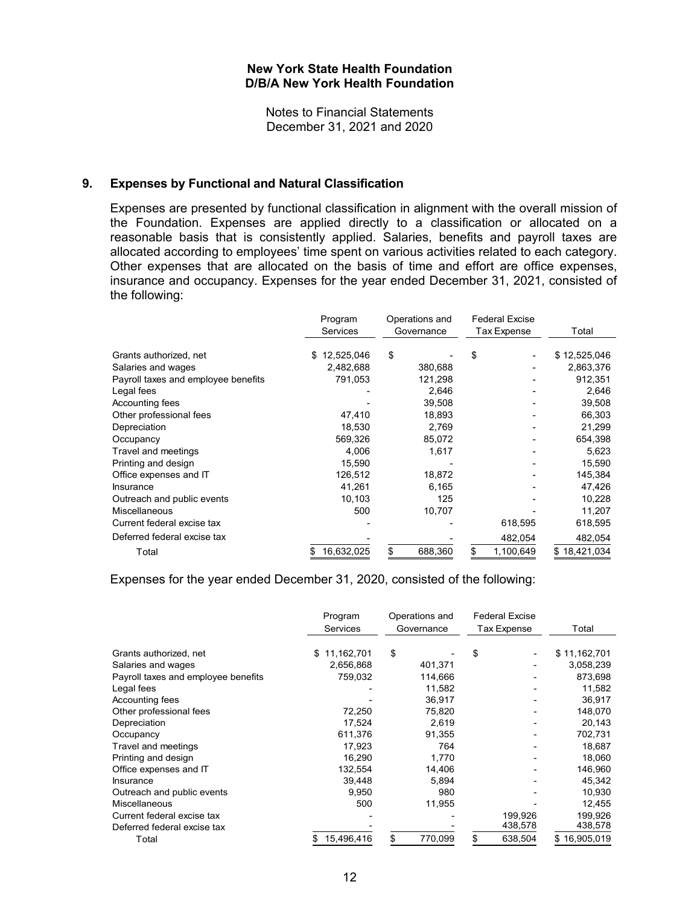**New York State Health Foundation**
**D/B/A New York Health Foundation**

Notes to Financial Statements
December 31, 2021 and 2020

## 9. Expenses by Functional and Natural Classification

Expenses are presented by functional classification in alignment with the overall mission of the Foundation. Expenses are applied directly to a classification or allocated on a reasonable basis that is consistently applied. Salaries, benefits and payroll taxes are allocated according to employees' time spent on various activities related to each category. Other expenses that are allocated on the basis of time and effort are office expenses, insurance and occupancy. Expenses for the year ended December 31, 2021, consisted of the following:

| | Program Services | Operations and Governance | Federal Excise Tax Expense | Total |
|---|---|---|---|---|
| Grants authorized, net | $ 12,525,046 | $ - | $ - | $ 12,525,046 |
| Salaries and wages | 2,482,688 | 380,688 | - | 2,863,376 |
| Payroll taxes and employee benefits | 791,053 | 121,298 | - | 912,351 |
| Legal fees | - | 2,646 | - | 2,646 |
| Accounting fees | - | 39,508 | - | 39,508 |
| Other professional fees | 47,410 | 18,893 | - | 66,303 |
| Depreciation | 18,530 | 2,769 | - | 21,299 |
| Occupancy | 569,326 | 85,072 | - | 654,398 |
| Travel and meetings | 4,006 | 1,617 | - | 5,623 |
| Printing and design | 15,590 | - | - | 15,590 |
| Office expenses and IT | 126,512 | 18,872 | - | 145,384 |
| Insurance | 41,261 | 6,165 | - | 47,426 |
| Outreach and public events | 10,103 | 125 | - | 10,228 |
| Miscellaneous | 500 | 10,707 | - | 11,207 |
| Current federal excise tax | - | - | 618,595 | 618,595 |
| Deferred federal excise tax | - | - | 482,054 | 482,054 |
| Total | $ 16,632,025 | $ 688,360 | $ 1,100,649 | $ 18,421,034 |

Expenses for the year ended December 31, 2020, consisted of the following:

| | Program Services | Operations and Governance | Federal Excise Tax Expense | Total |
|---|---|---|---|---|
| Grants authorized, net | $ 11,162,701 | $ - | $ - | $ 11,162,701 |
| Salaries and wages | 2,656,868 | 401,371 | - | 3,058,239 |
| Payroll taxes and employee benefits | 759,032 | 114,666 | - | 873,698 |
| Legal fees | - | 11,582 | - | 11,582 |
| Accounting fees | - | 36,917 | - | 36,917 |
| Other professional fees | 72,250 | 75,820 | - | 148,070 |
| Depreciation | 17,524 | 2,619 | - | 20,143 |
| Occupancy | 611,376 | 91,355 | - | 702,731 |
| Travel and meetings | 17,923 | 764 | - | 18,687 |
| Printing and design | 16,290 | 1,770 | - | 18,060 |
| Office expenses and IT | 132,554 | 14,406 | - | 146,960 |
| Insurance | 39,448 | 5,894 | - | 45,342 |
| Outreach and public events | 9,950 | 980 | - | 10,930 |
| Miscellaneous | 500 | 11,955 | - | 12,455 |
| Current federal excise tax | - | - | 199,926 | 199,926 |
| Deferred federal excise tax | - | - | 438,578 | 438,578 |
| Total | $ 15,496,416 | $ 770,099 | $ 638,504 | $ 16,905,019 |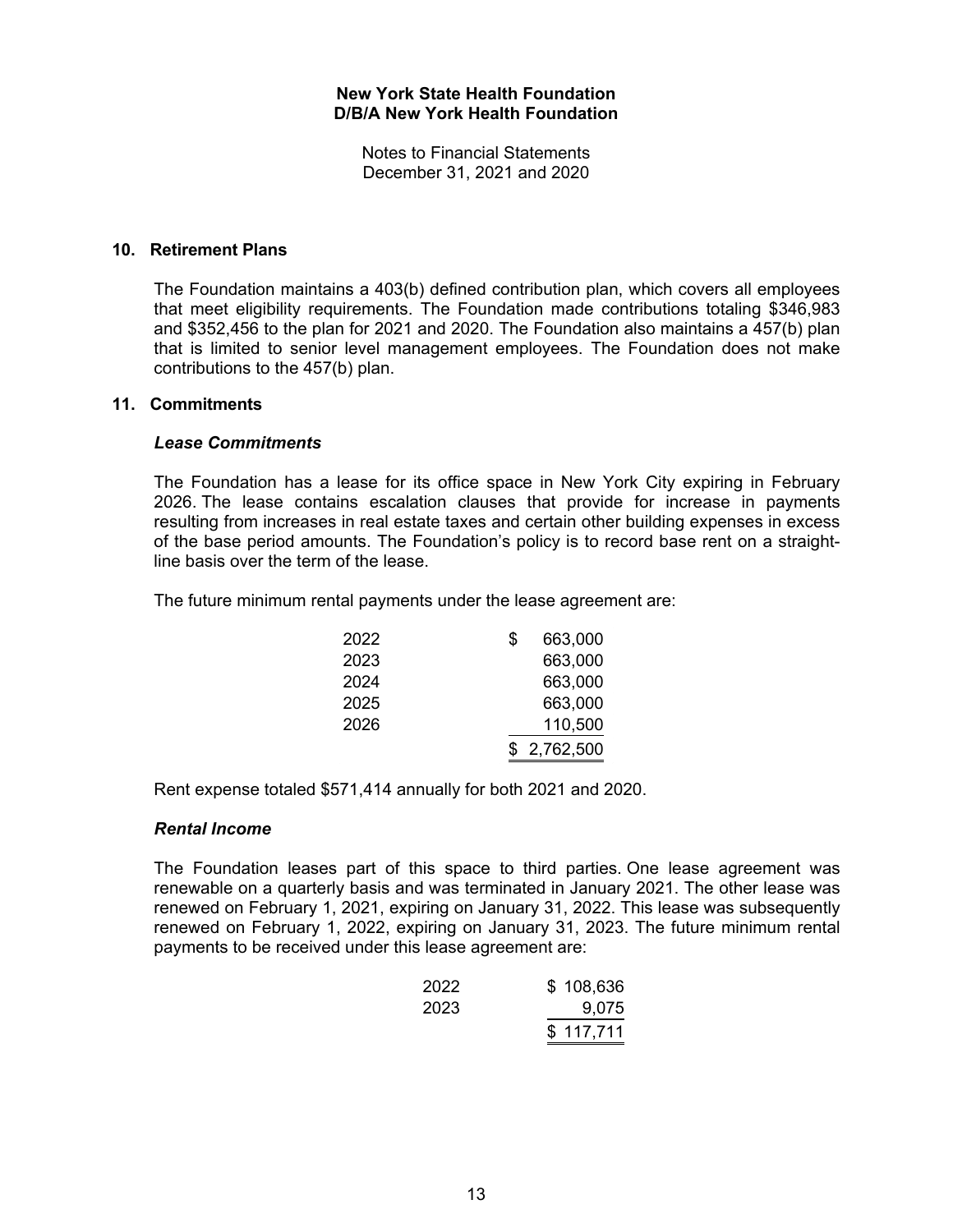## 10. Retirement Plans

The Foundation maintains a 403(b) defined contribution plan, which covers all employees that meet eligibility requirements. The Foundation made contributions totaling $346,983 and $352,456 to the plan for 2021 and 2020. The Foundation also maintains a 457(b) plan that is limited to senior level management employees. The Foundation does not make contributions to the 457(b) plan.

## 11. Commitments

### *Lease Commitments*

The Foundation has a lease for its office space in New York City expiring in February 2026. The lease contains escalation clauses that provide for increase in payments resulting from increases in real estate taxes and certain other building expenses in excess of the base period amounts. The Foundation's policy is to record base rent on a straight-line basis over the term of the lease.

The future minimum rental payments under the lease agreement are:

| | |
|---|---|
| 2022 | $ 663,000 |
| 2023 | 663,000 |
| 2024 | 663,000 |
| 2025 | 663,000 |
| 2026 | 110,500 |
| | $ 2,762,500 |

Rent expense totaled $571,414 annually for both 2021 and 2020.

### *Rental Income*

The Foundation leases part of this space to third parties. One lease agreement was renewable on a quarterly basis and was terminated in January 2021. The other lease was renewed on February 1, 2021, expiring on January 31, 2022. This lease was subsequently renewed on February 1, 2022, expiring on January 31, 2023. The future minimum rental payments to be received under this lease agreement are:

| | |
|---|---|
| 2022 | $ 108,636 |
| 2023 | 9,075 |
| | $ 117,711 |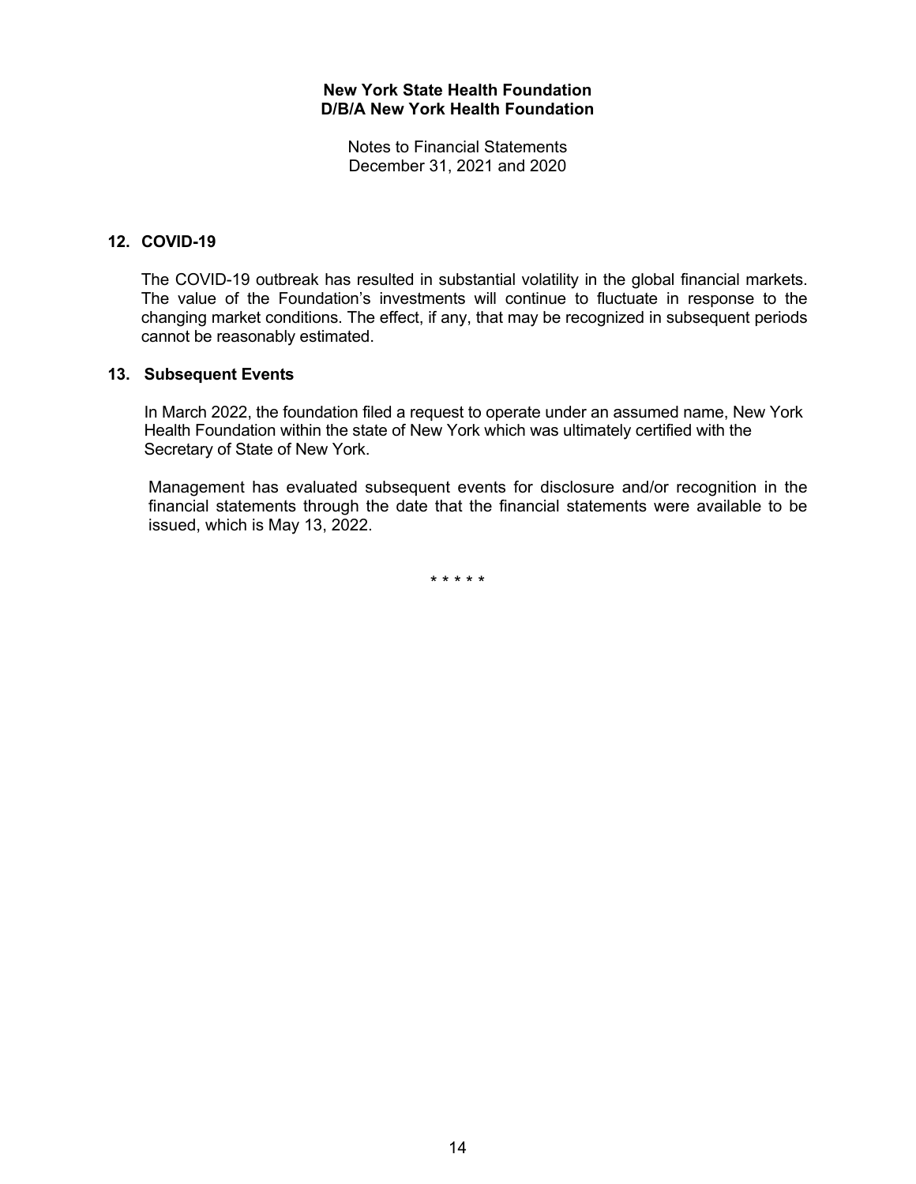**New York State Health Foundation**
**D/B/A New York Health Foundation**

Notes to Financial Statements
December 31, 2021 and 2020

## 12. COVID-19

The COVID-19 outbreak has resulted in substantial volatility in the global financial markets. The value of the Foundation's investments will continue to fluctuate in response to the changing market conditions. The effect, if any, that may be recognized in subsequent periods cannot be reasonably estimated.

## 13. Subsequent Events

In March 2022, the foundation filed a request to operate under an assumed name, New York Health Foundation within the state of New York which was ultimately certified with the Secretary of State of New York.

Management has evaluated subsequent events for disclosure and/or recognition in the financial statements through the date that the financial statements were available to be issued, which is May 13, 2022.

\* \* \* \* \*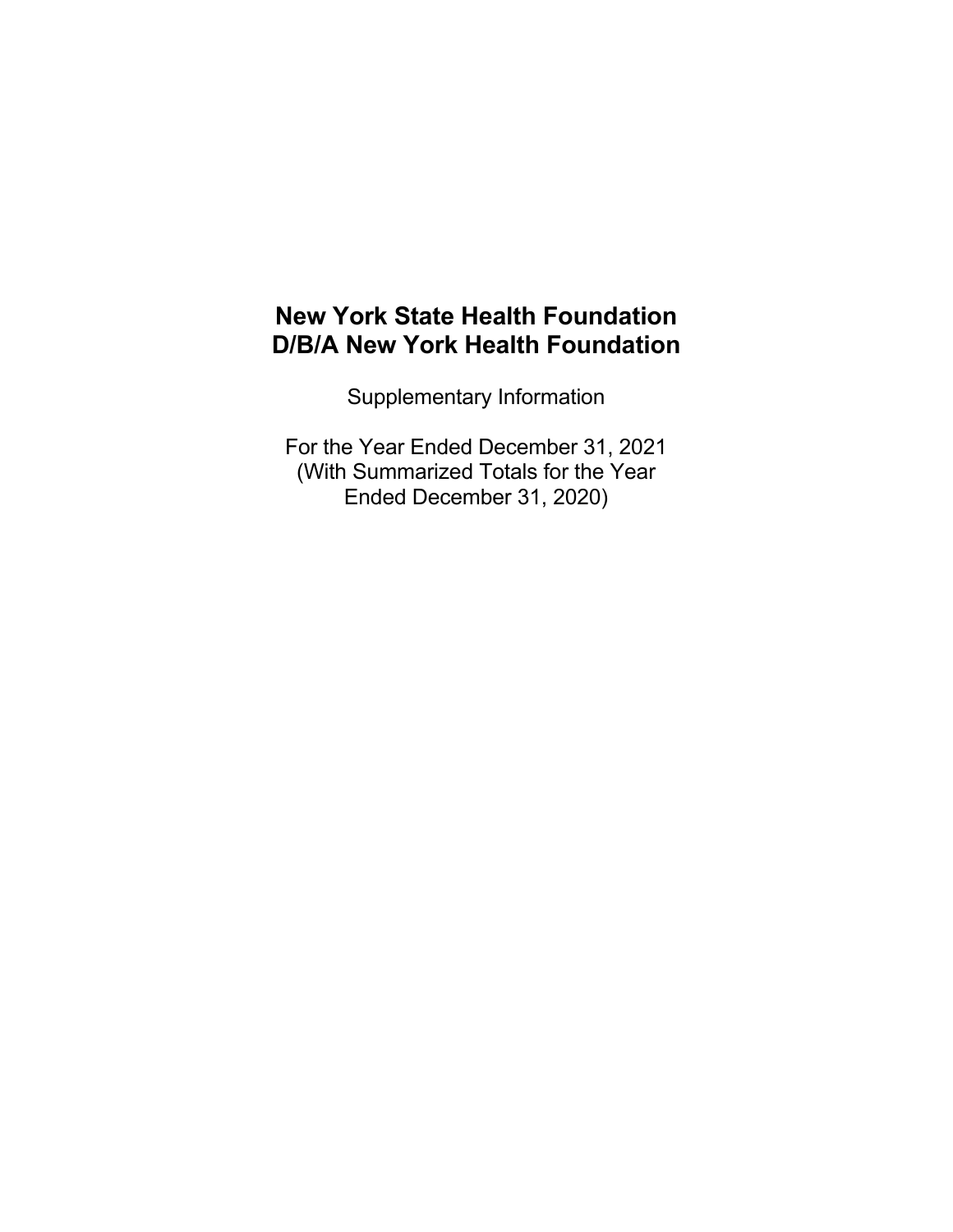# New York State Health Foundation
# D/B/A New York Health Foundation

Supplementary Information

For the Year Ended December 31, 2021
(With Summarized Totals for the Year
Ended December 31, 2020)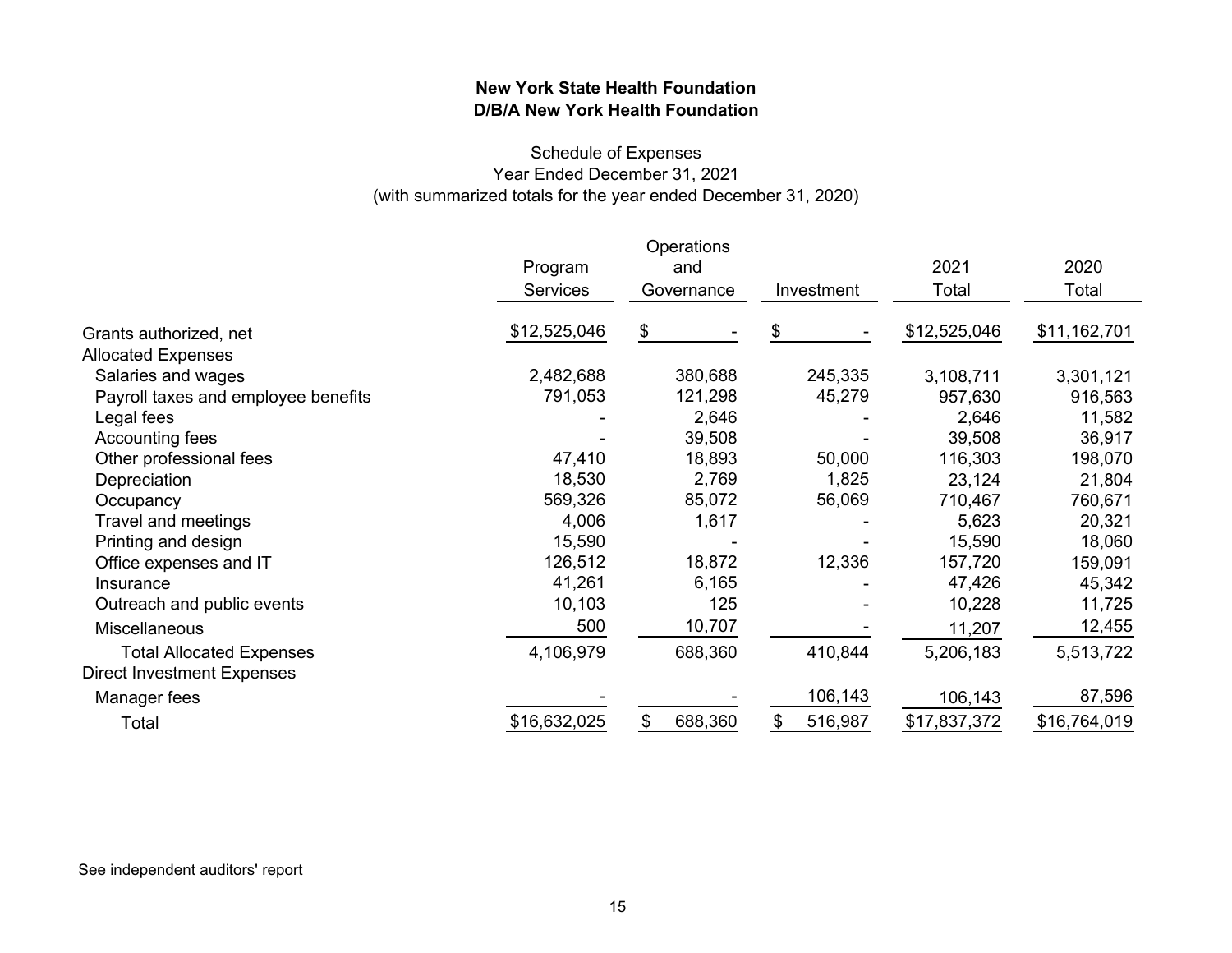**New York State Health Foundation**
**D/B/A New York Health Foundation**

Schedule of Expenses
Year Ended December 31, 2021
(with summarized totals for the year ended December 31, 2020)

| | Program Services | Operations and Governance | Investment | 2021 Total | 2020 Total |
|---|---|---|---|---|---|
| Grants authorized, net | $12,525,046 | $ - | $ - | $12,525,046 | $11,162,701 |
| Allocated Expenses | | | | | |
| Salaries and wages | 2,482,688 | 380,688 | 245,335 | 3,108,711 | 3,301,121 |
| Payroll taxes and employee benefits | 791,053 | 121,298 | 45,279 | 957,630 | 916,563 |
| Legal fees | - | 2,646 | - | 2,646 | 11,582 |
| Accounting fees | - | 39,508 | - | 39,508 | 36,917 |
| Other professional fees | 47,410 | 18,893 | 50,000 | 116,303 | 198,070 |
| Depreciation | 18,530 | 2,769 | 1,825 | 23,124 | 21,804 |
| Occupancy | 569,326 | 85,072 | 56,069 | 710,467 | 760,671 |
| Travel and meetings | 4,006 | 1,617 | - | 5,623 | 20,321 |
| Printing and design | 15,590 | - | - | 15,590 | 18,060 |
| Office expenses and IT | 126,512 | 18,872 | 12,336 | 157,720 | 159,091 |
| Insurance | 41,261 | 6,165 | - | 47,426 | 45,342 |
| Outreach and public events | 10,103 | 125 | - | 10,228 | 11,725 |
| Miscellaneous | 500 | 10,707 | - | 11,207 | 12,455 |
| Total Allocated Expenses | 4,106,979 | 688,360 | 410,844 | 5,206,183 | 5,513,722 |
| Direct Investment Expenses | | | | | |
| Manager fees | - | - | 106,143 | 106,143 | 87,596 |
| Total | $16,632,025 | $ 688,360 | $ 516,987 | $17,837,372 | $16,764,019 |

See independent auditors' report